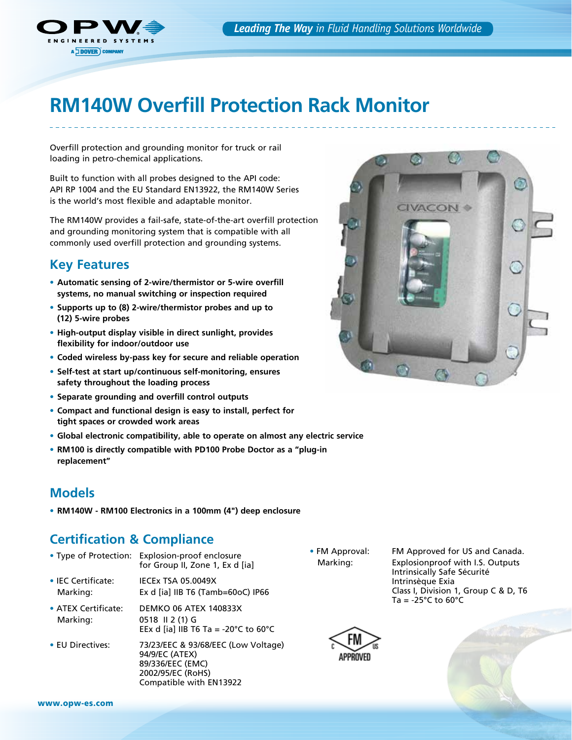# RM140W Overfill Protection Rack Monitor

Overfill protection and grounding monitor for truck or rail loading in petro-chemical applications.

Built to function with all probes designed to the API code: API RP 1004 and the EU Standard EN13922, the RM140W Series is the world's most flexible and adaptable monitor.

The RM140W provides a fail-safe, state-of-the-art overfill protection and grounding monitoring system that is compatible with all commonly used overfill protection and grounding systems.

## Key Features

- **Automatic sensing of 2-wire/thermistor or 5-wire overfill systems, no manual switching or inspection required**
- **Supports up to (8) 2-wire/thermistor probes and up to (12) 5-wire probes**
- **High-output display visible in direct sunlight, provides flexibility for indoor/outdoor use**
- **Coded wireless by-pass key for secure and reliable operation**
- **Self-test at start up/continuous self-monitoring, ensures safety throughout the loading process**
- **Separate grounding and overfill control outputs**
- **Compact and functional design is easy to install, perfect for tight spaces or crowded work areas**
- **Global electronic compatibility, able to operate on almost any electric service**
- **RM100 is directly compatible with PD100 Probe Doctor as a "plug-in replacement"**

## Models

- **RM140W - RM100 Electronics in a 100mm (4") deep enclosure**

## Certification & Compliance

- Type of Protection: Explosion-proof enclosure for Group II, Zone 1, Ex d [ia]
- IEC Certificate: IECEx TSA 05.0049X
  Marking: Ex d [ia] IIB T6 (Tamb=60oC) IP66
- ATEX Certificate: DEMKO 06 ATEX 140833X
  Marking: 0518 II 2 (1) G
  EEx d [ia] IIB T6 Ta = -20°C to 60°C
- EU Directives: 73/23/EEC & 93/68/EEC (Low Voltage)
  94/9/EC (ATEX)
  89/336/EEC (EMC)
  2002/95/EC (RoHS)
  Compatible with EN13922
- FM Approval: FM Approved for US and Canada.
  Marking: Explosionproof with I.S. Outputs
  Intrinsically Safe Sécurité
  Intrinsèque Exia
  Class I, Division 1, Group C & D, T6
  Ta = -25°C to 60°C

www.opw-es.com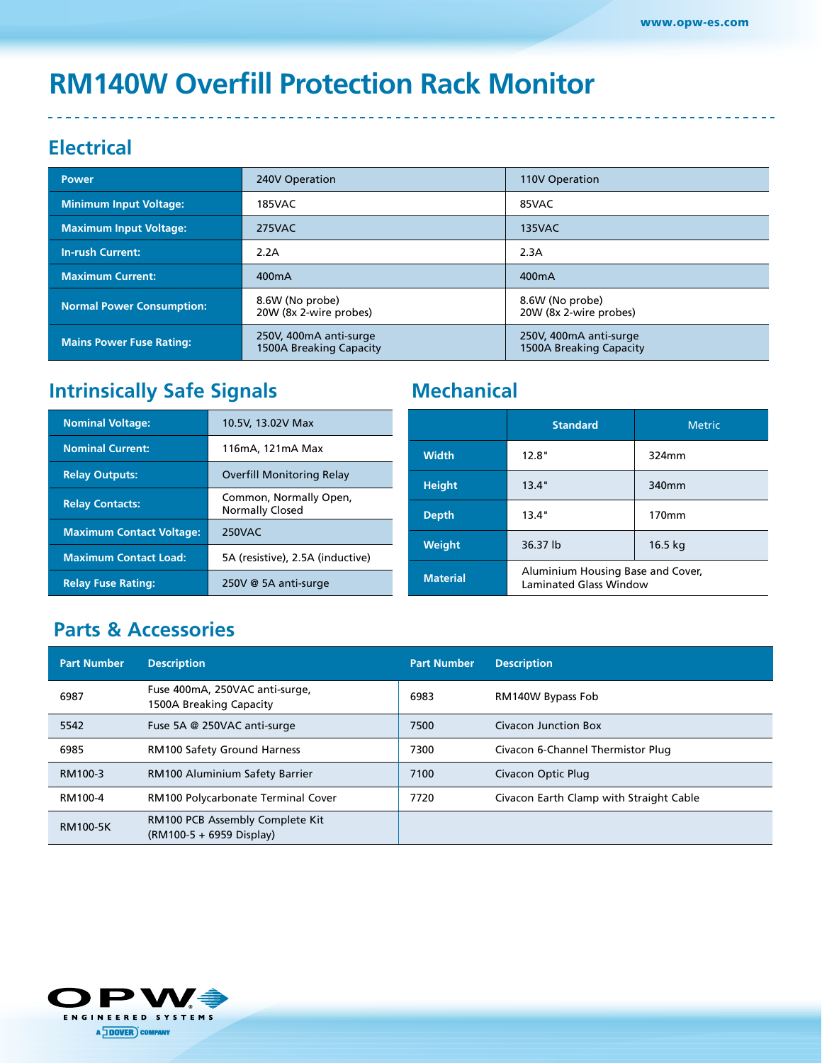# RM140W Overfill Protection Rack Monitor

## Electrical

| Power | 240V Operation | 110V Operation |
| --- | --- | --- |
| **Minimum Input Voltage:** | 185VAC | 85VAC |
| **Maximum Input Voltage:** | 275VAC | 135VAC |
| **In-rush Current:** | 2.2A | 2.3A |
| **Maximum Current:** | 400mA | 400mA |
| **Normal Power Consumption:** | 8.6W (No probe)<br>20W (8x 2-wire probes) | 8.6W (No probe)<br>20W (8x 2-wire probes) |
| **Mains Power Fuse Rating:** | 250V, 400mA anti-surge<br>1500A Breaking Capacity | 250V, 400mA anti-surge<br>1500A Breaking Capacity |

## Intrinsically Safe Signals

| | |
| --- | --- |
| **Nominal Voltage:** | 10.5V, 13.02V Max |
| **Nominal Current:** | 116mA, 121mA Max |
| **Relay Outputs:** | Overfill Monitoring Relay |
| **Relay Contacts:** | Common, Normally Open, Normally Closed |
| **Maximum Contact Voltage:** | 250VAC |
| **Maximum Contact Load:** | 5A (resistive), 2.5A (inductive) |
| **Relay Fuse Rating:** | 250V @ 5A anti-surge |

## Mechanical

| | Standard | Metric |
| --- | --- | --- |
| **Width** | 12.8" | 324mm |
| **Height** | 13.4" | 340mm |
| **Depth** | 13.4" | 170mm |
| **Weight** | 36.37 lb | 16.5 kg |
| **Material** | Aluminium Housing Base and Cover, Laminated Glass Window | |

## Parts & Accessories

| Part Number | Description | Part Number | Description |
| --- | --- | --- | --- |
| 6987 | Fuse 400mA, 250VAC anti-surge, 1500A Breaking Capacity | 6983 | RM140W Bypass Fob |
| 5542 | Fuse 5A @ 250VAC anti-surge | 7500 | Civacon Junction Box |
| 6985 | RM100 Safety Ground Harness | 7300 | Civacon 6-Channel Thermistor Plug |
| RM100-3 | RM100 Aluminium Safety Barrier | 7100 | Civacon Optic Plug |
| RM100-4 | RM100 Polycarbonate Terminal Cover | 7720 | Civacon Earth Clamp with Straight Cable |
| RM100-5K | RM100 PCB Assembly Complete Kit (RM100-5 + 6959 Display) | | |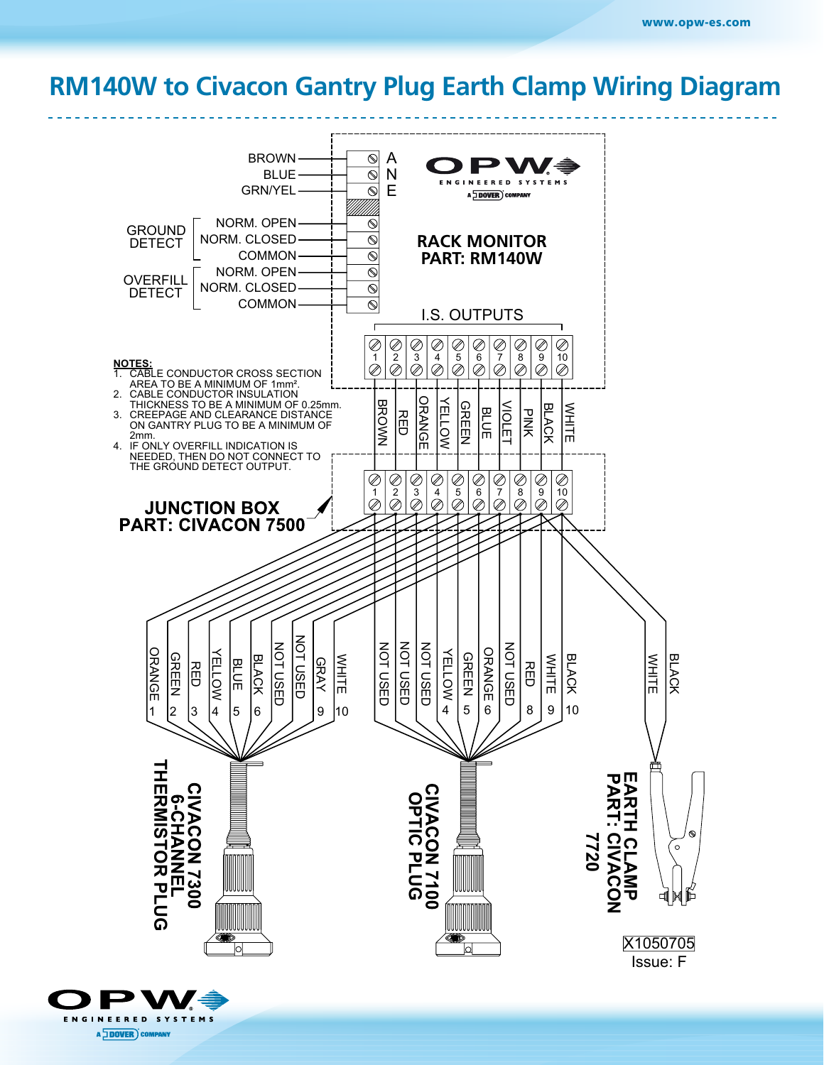# RM140W to Civacon Gantry Plug Earth Clamp Wiring Diagram

**RACK MONITOR**
**PART: RM140W**

| Wire | Terminal |
| --- | --- |
| BROWN | A |
| BLUE | N |
| GRN/YEL | E |

GROUND DETECT: NORM. OPEN, NORM. CLOSED, COMMON

OVERFILL DETECT: NORM. OPEN, NORM. CLOSED, COMMON

I.S. OUTPUTS

| I.S. Output | 1 | 2 | 3 | 4 | 5 | 6 | 7 | 8 | 9 | 10 |
| --- | --- | --- | --- | --- | --- | --- | --- | --- | --- | --- |
| Wire to Junction Box | BROWN | RED | ORANGE | YELLOW | GREEN | BLUE | VIOLET | PINK | BLACK | WHITE |

**NOTES:**

1. CABLE CONDUCTOR CROSS SECTION AREA TO BE A MINIMUM OF 1mm².
2. CABLE CONDUCTOR INSULATION THICKNESS TO BE A MINIMUM OF 0.25mm.
3. CREEPAGE AND CLEARANCE DISTANCE ON GANTRY PLUG TO BE A MINIMUM OF 2mm.
4. IF ONLY OVERFILL INDICATION IS NEEDED, THEN DO NOT CONNECT TO THE GROUND DETECT OUTPUT.

**JUNCTION BOX**
**PART: CIVACON 7500**

**CIVACON 7300 6-CHANNEL THERMISTOR PLUG**

| Pin | Wire |
| --- | --- |
| 1 | ORANGE |
| 2 | GREEN |
| 3 | RED |
| 4 | YELLOW |
| 5 | BLUE |
| 6 | BLACK |
| | NOT USED |
| | NOT USED |
| 9 | GRAY |
| 10 | WHITE |

**CIVACON 7100 OPTIC PLUG**

| Pin | Wire |
| --- | --- |
| | NOT USED |
| | NOT USED |
| | NOT USED |
| 4 | YELLOW |
| 5 | GREEN |
| 6 | ORANGE |
| | NOT USED |
| 8 | RED |
| 9 | WHITE |
| 10 | BLACK |

**EARTH CLAMP PART: CIVACON 7720**

WHITE, BLACK

X1050705
Issue: F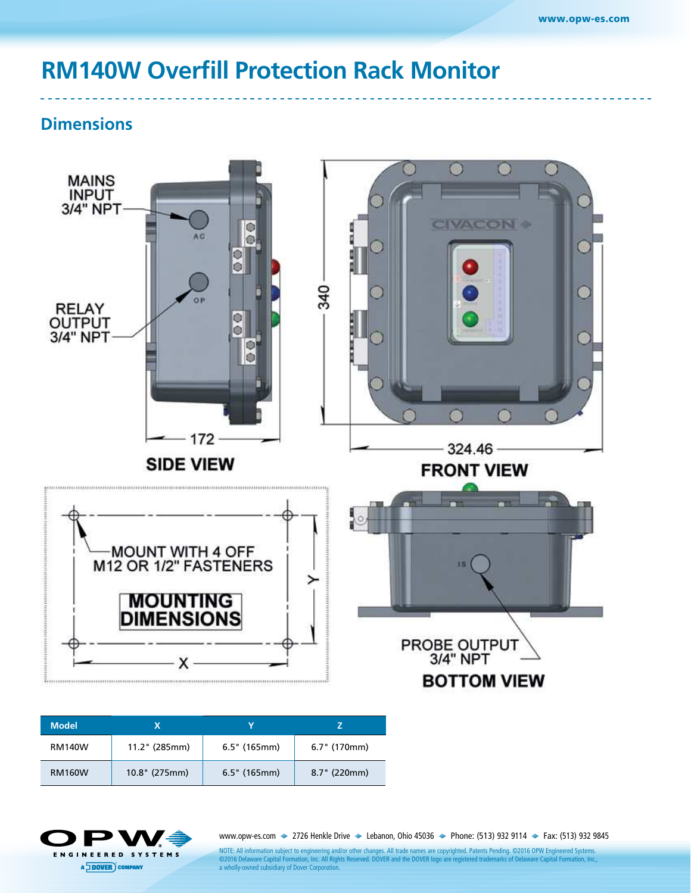# RM140W Overfill Protection Rack Monitor

## Dimensions

MAINS INPUT 3/4" NPT

AC

OP

RELAY OUTPUT 3/4" NPT

172

SIDE VIEW

340

CIVACON

324.46

FRONT VIEW

MOUNT WITH 4 OFF M12 OR 1/2" FASTENERS

MOUNTING DIMENSIONS

Y

X

IS

PROBE OUTPUT 3/4" NPT

BOTTOM VIEW

| Model | X | Y | Z |
|---|---|---|---|
| RM140W | 11.2" (285mm) | 6.5" (165mm) | 6.7" (170mm) |
| RM160W | 10.8" (275mm) | 6.5" (165mm) | 8.7" (220mm) |

OPW ENGINEERED SYSTEMS — A DOVER COMPANY

www.opw-es.com ◆ 2726 Henkle Drive ◆ Lebanon, Ohio 45036 ◆ Phone: (513) 932 9114 ◆ Fax: (513) 932 9845

NOTE: All information subject to engineering and/or other changes. All trade names are copyrighted. Patents Pending. ©2016 OPW Engineered Systems. ©2016 Delaware Capital Formation, Inc. All Rights Reserved. DOVER and the DOVER logo are registered trademarks of Delaware Capital Formation, Inc., a wholly-owned subsidiary of Dover Corporation.